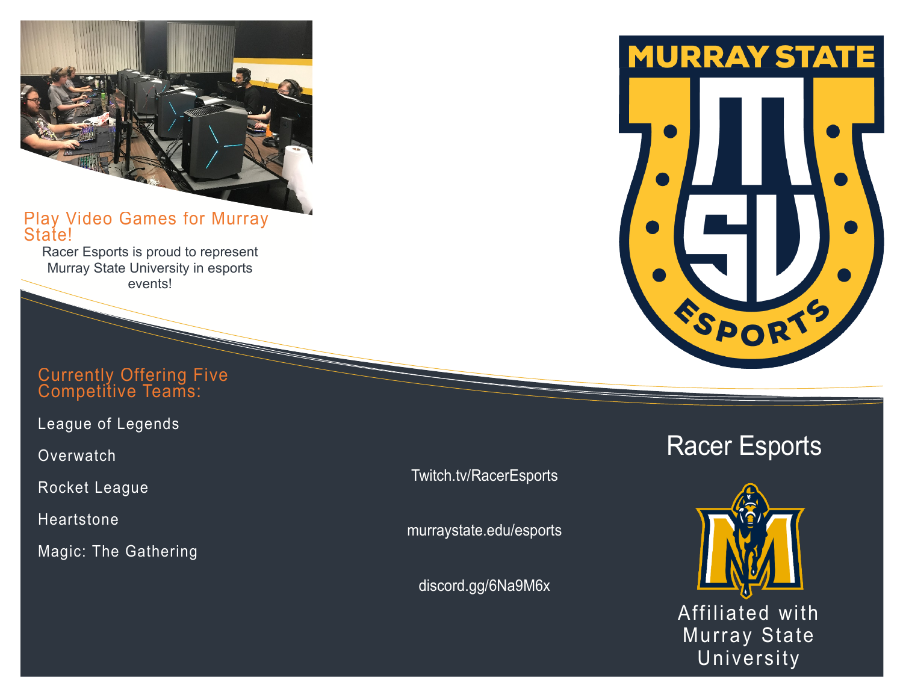## Play Video Games for Murray State!

Racer Esports is proud to represent Murray State University in esports events!

## Currently Offering Five Competitive Teams:

League of Legends

Overwatch

Rocket League

Heartstone

Magic: The Gathering

Twitch.tv/RacerEsports

murraystate.edu/esports

discord.gg/6Na9M6x

# Racer Esports

Affiliated with Murray State University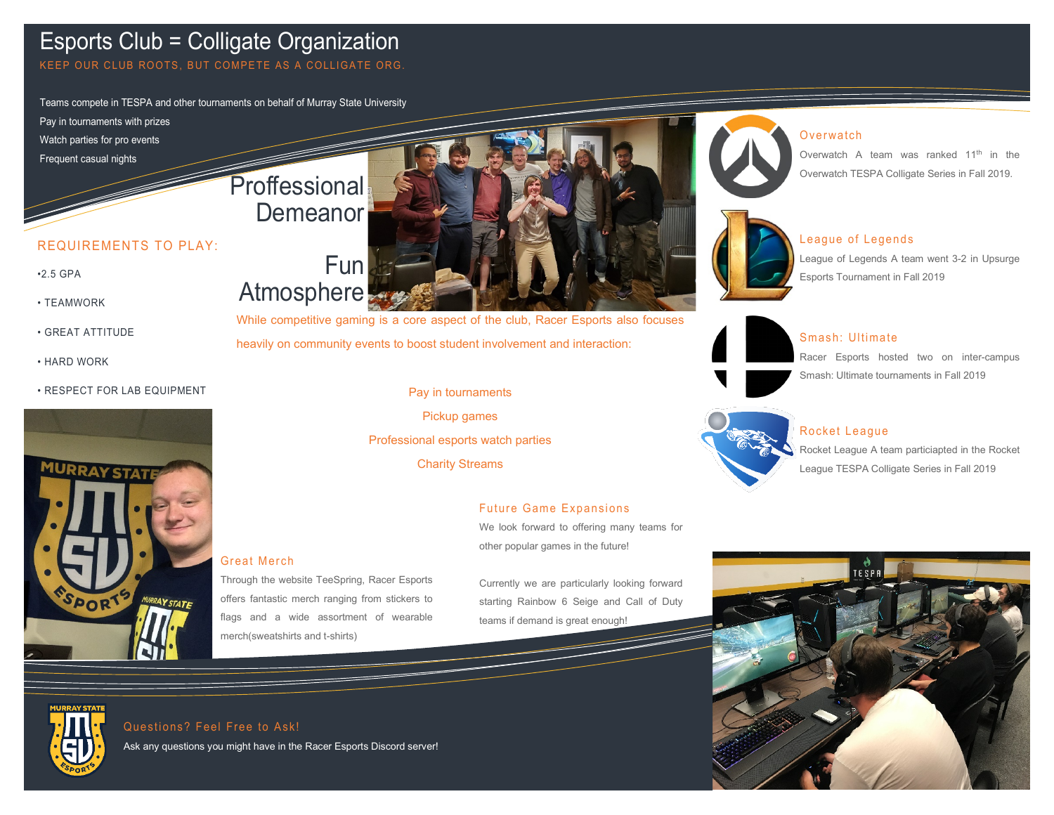# Esports Club = Colligate Organization

KEEP OUR CLUB ROOTS, BUT COMPETE AS A COLLIGATE ORG.

Teams compete in TESPA and other tournaments on behalf of Murray State University

Pay in tournaments with prizes

Watch parties for pro events

Frequent casual nights

Proffessional Demeanor

Fun Atmosphere

## REQUIREMENTS TO PLAY:

- 2.5 GPA
- TEAMWORK
- GREAT ATTITUDE
- HARD WORK
- RESPECT FOR LAB EQUIPMENT

While competitive gaming is a core aspect of the club, Racer Esports also focuses heavily on community events to boost student involvement and interaction:

Pay in tournaments

Pickup games

Professional esports watch parties

Charity Streams

### Overwatch

Overwatch A team was ranked 11th in the Overwatch TESPA Colligate Series in Fall 2019.

### League of Legends

League of Legends A team went 3-2 in Upsurge Esports Tournament in Fall 2019

### Smash: Ultimate

Racer Esports hosted two on inter-campus Smash: Ultimate tournaments in Fall 2019

### Rocket League

Rocket League A team particiapted in the Rocket League TESPA Colligate Series in Fall 2019

### Great Merch

Through the website TeeSpring, Racer Esports offers fantastic merch ranging from stickers to flags and a wide assortment of wearable merch(sweatshirts and t-shirts)

### Future Game Expansions

We look forward to offering many teams for other popular games in the future!

Currently we are particularly looking forward starting Rainbow 6 Seige and Call of Duty teams if demand is great enough!

### Questions? Feel Free to Ask!

Ask any questions you might have in the Racer Esports Discord server!